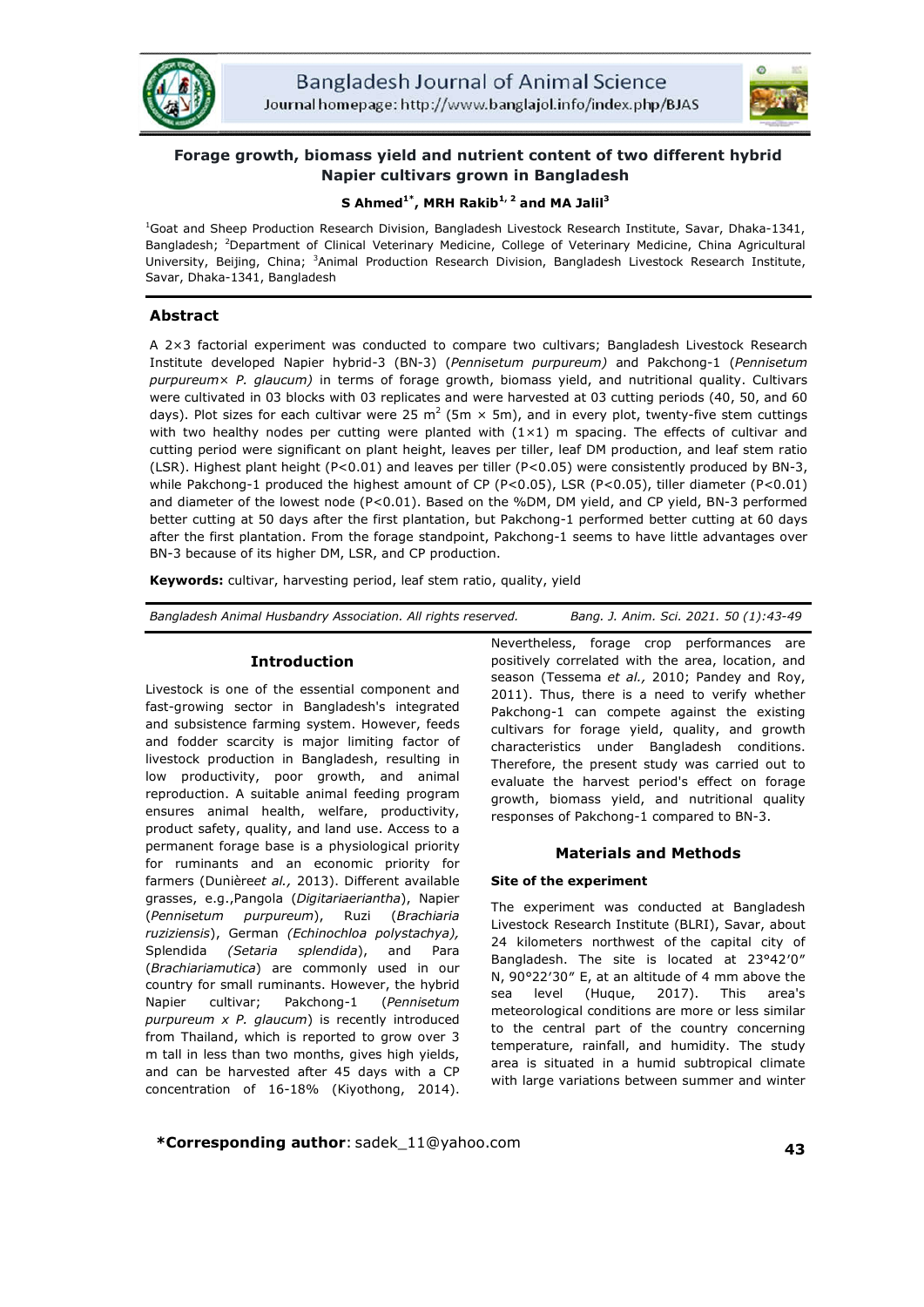# Forage growth, biomass yield and nutrient content of two different hybrid Napier cultivars grown in Bangladesh

**S Ahmed[1*], MRH Rakib[1, 2] and MA Jalil[3]**

[1]Goat and Sheep Production Research Division, Bangladesh Livestock Research Institute, Savar, Dhaka-1341, Bangladesh; [2]Department of Clinical Veterinary Medicine, College of Veterinary Medicine, China Agricultural University, Beijing, China; [3]Animal Production Research Division, Bangladesh Livestock Research Institute, Savar, Dhaka-1341, Bangladesh

## Abstract

A 2×3 factorial experiment was conducted to compare two cultivars; Bangladesh Livestock Research Institute developed Napier hybrid-3 (BN-3) (*Pennisetum purpureum)* and Pakchong-1 (*Pennisetum purpureum× P. glaucum)* in terms of forage growth, biomass yield, and nutritional quality. Cultivars were cultivated in 03 blocks with 03 replicates and were harvested at 03 cutting periods (40, 50, and 60 days). Plot sizes for each cultivar were 25 $m^2$ (5m × 5m), and in every plot, twenty-five stem cuttings with two healthy nodes per cutting were planted with (1×1) m spacing. The effects of cultivar and cutting period were significant on plant height, leaves per tiller, leaf DM production, and leaf stem ratio (LSR). Highest plant height ($P<0.01$) and leaves per tiller ($P<0.05$) were consistently produced by BN-3, while Pakchong-1 produced the highest amount of CP ($P<0.05$), LSR ($P<0.05$), tiller diameter ($P<0.01$) and diameter of the lowest node ($P<0.01$). Based on the %DM, DM yield, and CP yield, BN-3 performed better cutting at 50 days after the first plantation, but Pakchong-1 performed better cutting at 60 days after the first plantation. From the forage standpoint, Pakchong-1 seems to have little advantages over BN-3 because of its higher DM, LSR, and CP production.

**Keywords:** cultivar, harvesting period, leaf stem ratio, quality, yield

*Bangladesh Animal Husbandry Association. All rights reserved.*

## Introduction

Livestock is one of the essential component and fast-growing sector in Bangladesh's integrated and subsistence farming system. However, feeds and fodder scarcity is major limiting factor of livestock production in Bangladesh, resulting in low productivity, poor growth, and animal reproduction. A suitable animal feeding program ensures animal health, welfare, productivity, product safety, quality, and land use. Access to a permanent forage base is a physiological priority for ruminants and an economic priority for farmers (Dunièreet *al.,* 2013). Different available grasses, e.g.,Pangola (*Digitariaeriantha*), Napier (*Pennisetum purpureum*), Ruzi (*Brachiaria ruziziensis*), German *(Echinochloa polystachya),* Splendida *(Setaria splendida*), and Para (*Brachiariamutica*) are commonly used in our country for small ruminants. However, the hybrid Napier cultivar; Pakchong-1 (*Pennisetum purpureum x P. glaucum*) is recently introduced from Thailand, which is reported to grow over 3 m tall in less than two months, gives high yields, and can be harvested after 45 days with a CP concentration of 16-18% (Kiyothong, 2014). Nevertheless, forage crop performances are positively correlated with the area, location, and season (Tessema *et al.,* 2010; Pandey and Roy, 2011). Thus, there is a need to verify whether Pakchong-1 can compete against the existing cultivars for forage yield, quality, and growth characteristics under Bangladesh conditions. Therefore, the present study was carried out to evaluate the harvest period's effect on forage growth, biomass yield, and nutritional quality responses of Pakchong-1 compared to BN-3.

## Materials and Methods

### Site of the experiment

The experiment was conducted at Bangladesh Livestock Research Institute (BLRI), Savar, about 24 kilometers northwest of the capital city of Bangladesh. The site is located at 23°42′0″ N, 90°22′30″ E, at an altitude of 4 mm above the sea level (Huque, 2017). This area's meteorological conditions are more or less similar to the central part of the country concerning temperature, rainfall, and humidity. The study area is situated in a humid subtropical climate with large variations between summer and winter

**\*Corresponding author**: sadek_11@yahoo.com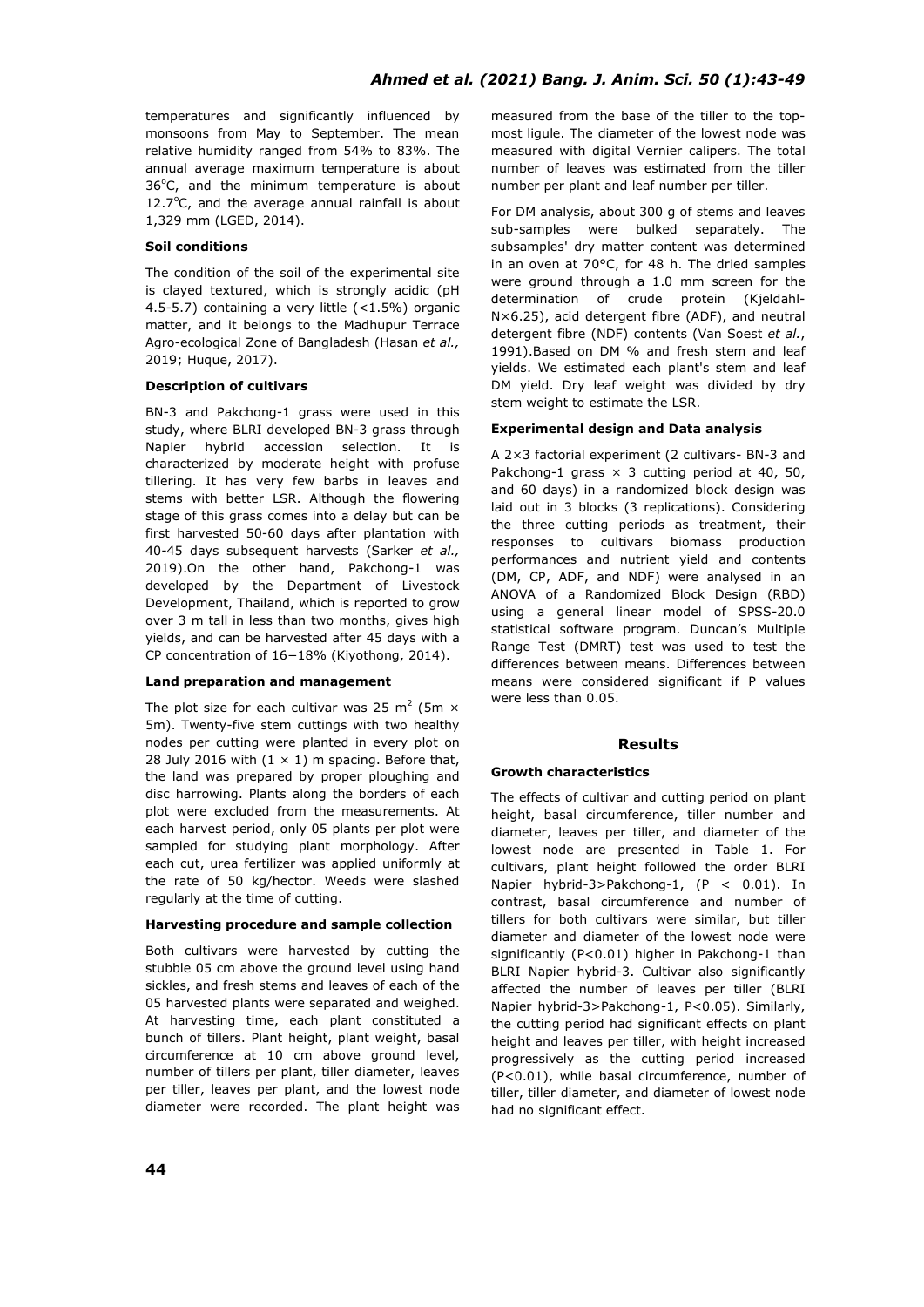temperatures and significantly influenced by monsoons from May to September. The mean relative humidity ranged from 54% to 83%. The annual average maximum temperature is about 36°C, and the minimum temperature is about 12.7°C, and the average annual rainfall is about 1,329 mm (LGED, 2014).

**Soil conditions**

The condition of the soil of the experimental site is clayed textured, which is strongly acidic (pH 4.5-5.7) containing a very little (<1.5%) organic matter, and it belongs to the Madhupur Terrace Agro-ecological Zone of Bangladesh (Hasan *et al.,* 2019; Huque, 2017).

**Description of cultivars**

BN-3 and Pakchong-1 grass were used in this study, where BLRI developed BN-3 grass through Napier hybrid accession selection. It is characterized by moderate height with profuse tillering. It has very few barbs in leaves and stems with better LSR. Although the flowering stage of this grass comes into a delay but can be first harvested 50-60 days after plantation with 40-45 days subsequent harvests (Sarker *et al.,* 2019).On the other hand, Pakchong-1 was developed by the Department of Livestock Development, Thailand, which is reported to grow over 3 m tall in less than two months, gives high yields, and can be harvested after 45 days with a CP concentration of 16−18% (Kiyothong, 2014).

**Land preparation and management**

The plot size for each cultivar was 25 $m^2$ (5m × 5m). Twenty-five stem cuttings with two healthy nodes per cutting were planted in every plot on 28 July 2016 with (1 × 1) m spacing. Before that, the land was prepared by proper ploughing and disc harrowing. Plants along the borders of each plot were excluded from the measurements. At each harvest period, only 05 plants per plot were sampled for studying plant morphology. After each cut, urea fertilizer was applied uniformly at the rate of 50 kg/hector. Weeds were slashed regularly at the time of cutting.

**Harvesting procedure and sample collection**

Both cultivars were harvested by cutting the stubble 05 cm above the ground level using hand sickles, and fresh stems and leaves of each of the 05 harvested plants were separated and weighed. At harvesting time, each plant constituted a bunch of tillers. Plant height, plant weight, basal circumference at 10 cm above ground level, number of tillers per plant, tiller diameter, leaves per tiller, leaves per plant, and the lowest node diameter were recorded. The plant height was measured from the base of the tiller to the top-most ligule. The diameter of the lowest node was measured with digital Vernier calipers. The total number of leaves was estimated from the tiller number per plant and leaf number per tiller.

For DM analysis, about 300 g of stems and leaves sub-samples were bulked separately. The subsamples' dry matter content was determined in an oven at 70°C, for 48 h. The dried samples were ground through a 1.0 mm screen for the determination of crude protein (Kjeldahl-N×6.25), acid detergent fibre (ADF), and neutral detergent fibre (NDF) contents (Van Soest *et al.*, 1991).Based on DM % and fresh stem and leaf yields. We estimated each plant's stem and leaf DM yield. Dry leaf weight was divided by dry stem weight to estimate the LSR.

**Experimental design and Data analysis**

A 2×3 factorial experiment (2 cultivars- BN-3 and Pakchong-1 grass × 3 cutting period at 40, 50, and 60 days) in a randomized block design was laid out in 3 blocks (3 replications). Considering the three cutting periods as treatment, their responses to cultivars biomass production performances and nutrient yield and contents (DM, CP, ADF, and NDF) were analysed in an ANOVA of a Randomized Block Design (RBD) using a general linear model of SPSS-20.0 statistical software program. Duncan's Multiple Range Test (DMRT) test was used to test the differences between means. Differences between means were considered significant if P values were less than 0.05.

## Results

**Growth characteristics**

The effects of cultivar and cutting period on plant height, basal circumference, tiller number and diameter, leaves per tiller, and diameter of the lowest node are presented in Table 1. For cultivars, plant height followed the order BLRI Napier hybrid-3>Pakchong-1, ($P < 0.01$). In contrast, basal circumference and number of tillers for both cultivars were similar, but tiller diameter and diameter of the lowest node were significantly ($P<0.01$) higher in Pakchong-1 than BLRI Napier hybrid-3. Cultivar also significantly affected the number of leaves per tiller (BLRI Napier hybrid-3>Pakchong-1, $P<0.05$). Similarly, the cutting period had significant effects on plant height and leaves per tiller, with height increased progressively as the cutting period increased ($P<0.01$), while basal circumference, number of tiller, tiller diameter, and diameter of lowest node had no significant effect.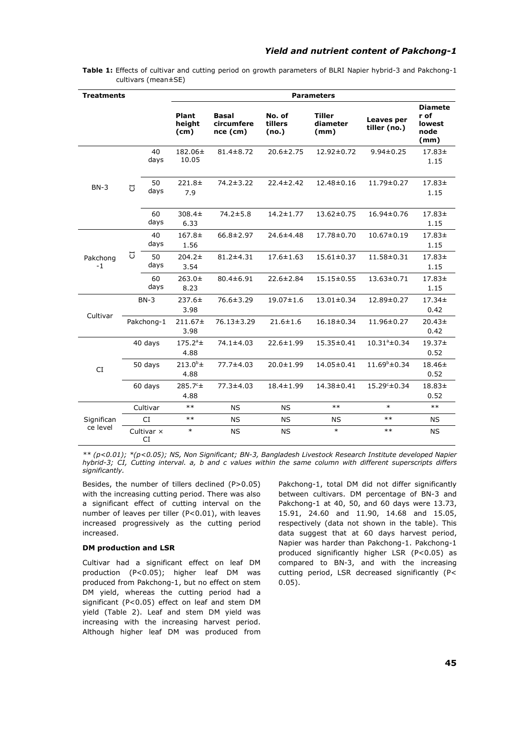**Table 1:** Effects of cultivar and cutting period on growth parameters of BLRI Napier hybrid-3 and Pakchong-1 cultivars (mean±SE)

| Treatments | | | Parameters | | | | | |
|---|---|---|---|---|---|---|---|---|
| | | | Plant height (cm) | Basal circumference (cm) | No. of tillers (no.) | Tiller diameter (mm) | Leaves per tiller (no.) | Diameter of lowest node (mm) |
| BN-3 | CI | 40 days | 182.06±10.05 | 81.4±8.72 | 20.6±2.75 | 12.92±0.72 | 9.94±0.25 | 17.83±1.15 |
| | | 50 days | 221.8±7.9 | 74.2±3.22 | 22.4±2.42 | 12.48±0.16 | 11.79±0.27 | 17.83±1.15 |
| | | 60 days | 308.4±6.33 | 74.2±5.8 | 14.2±1.77 | 13.62±0.75 | 16.94±0.76 | 17.83±1.15 |
| Pakchong-1 | CI | 40 days | 167.8±1.56 | 66.8±2.97 | 24.6±4.48 | 17.78±0.70 | 10.67±0.19 | 17.83±1.15 |
| | | 50 days | 204.2±3.54 | 81.2±4.31 | 17.6±1.63 | 15.61±0.37 | 11.58±0.31 | 17.83±1.15 |
| | | 60 days | 263.0±8.23 | 80.4±6.91 | 22.6±2.84 | 15.15±0.55 | 13.63±0.71 | 17.83±1.15 |
| Cultivar | BN-3 | | 237.6±3.98 | 76.6±3.29 | 19.07±1.6 | 13.01±0.34 | 12.89±0.27 | 17.34±0.42 |
| | Pakchong-1 | | 211.67±3.98 | 76.13±3.29 | 21.6±1.6 | 16.18±0.34 | 11.96±0.27 | 20.43±0.42 |
| CI | 40 days | | 175.2$^{a}$±4.88 | 74.1±4.03 | 22.6±1.99 | 15.35±0.41 | 10.31$^{a}$±0.34 | 19.37±0.52 |
| | 50 days | | 213.0$^{b}$±4.88 | 77.7±4.03 | 20.0±1.99 | 14.05±0.41 | 11.69$^{b}$±0.34 | 18.46±0.52 |
| | 60 days | | 285.7$^{c}$±4.88 | 77.3±4.03 | 18.4±1.99 | 14.38±0.41 | 15.29$^{c}$±0.34 | 18.83±0.52 |
| Significance level | Cultivar | | ** | NS | NS | ** | * | ** |
| | CI | | ** | NS | NS | NS | ** | NS |
| | Cultivar × CI | | * | NS | NS | * | ** | NS |

*** (p<0.01); *(p<0.05); NS, Non Significant; BN-3, Bangladesh Livestock Research Institute developed Napier hybrid-3; CI, Cutting interval. a, b and c values within the same column with different superscripts differs significantly.*

Besides, the number of tillers declined (P>0.05) with the increasing cutting period. There was also a significant effect of cutting interval on the number of leaves per tiller (P<0.01), with leaves increased progressively as the cutting period increased.

**DM production and LSR**

Cultivar had a significant effect on leaf DM production (P<0.05); higher leaf DM was produced from Pakchong-1, but no effect on stem DM yield, whereas the cutting period had a significant (P<0.05) effect on leaf and stem DM yield (Table 2). Leaf and stem DM yield was increasing with the increasing harvest period. Although higher leaf DM was produced from Pakchong-1, total DM did not differ significantly between cultivars. DM percentage of BN-3 and Pakchong-1 at 40, 50, and 60 days were 13.73, 15.91, 24.60 and 11.90, 14.68 and 15.05, respectively (data not shown in the table). This data suggest that at 60 days harvest period, Napier was harder than Pakchong-1. Pakchong-1 produced significantly higher LSR (P<0.05) as compared to BN-3, and with the increasing cutting period, LSR decreased significantly (P< 0.05).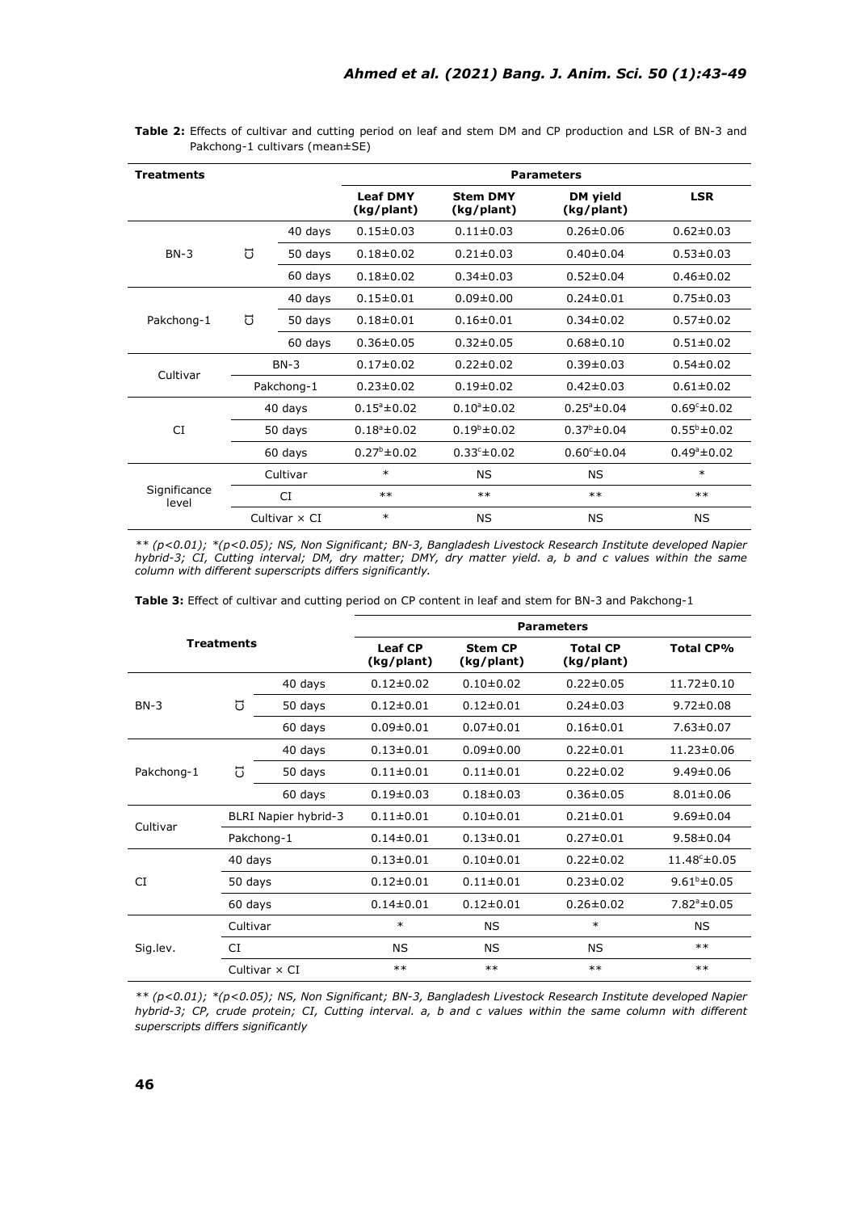**Table 2:** Effects of cultivar and cutting period on leaf and stem DM and CP production and LSR of BN-3 and Pakchong-1 cultivars (mean±SE)

| Treatments | | | Parameters | | | |
|---|---|---|---|---|---|---|
| | | | Leaf DMY (kg/plant) | Stem DMY (kg/plant) | DM yield (kg/plant) | LSR |
| BN-3 | CI | 40 days | 0.15±0.03 | 0.11±0.03 | 0.26±0.06 | 0.62±0.03 |
| | | 50 days | 0.18±0.02 | 0.21±0.03 | 0.40±0.04 | 0.53±0.03 |
| | | 60 days | 0.18±0.02 | 0.34±0.03 | 0.52±0.04 | 0.46±0.02 |
| Pakchong-1 | CI | 40 days | 0.15±0.01 | 0.09±0.00 | 0.24±0.01 | 0.75±0.03 |
| | | 50 days | 0.18±0.01 | 0.16±0.01 | 0.34±0.02 | 0.57±0.02 |
| | | 60 days | 0.36±0.05 | 0.32±0.05 | 0.68±0.10 | 0.51±0.02 |
| Cultivar | BN-3 | | 0.17±0.02 | 0.22±0.02 | 0.39±0.03 | 0.54±0.02 |
| | Pakchong-1 | | 0.23±0.02 | 0.19±0.02 | 0.42±0.03 | 0.61±0.02 |
| CI | 40 days | | $0.15^a$±0.02 | $0.10^a$±0.02 | $0.25^a$±0.04 | $0.69^c$±0.02 |
| | 50 days | | $0.18^a$±0.02 | $0.19^b$±0.02 | $0.37^b$±0.04 | $0.55^b$±0.02 |
| | 60 days | | $0.27^b$±0.02 | $0.33^c$±0.02 | $0.60^c$±0.04 | $0.49^a$±0.02 |
| Significance level | Cultivar | | * | NS | NS | * |
| | CI | | ** | ** | ** | ** |
| | Cultivar × CI | | * | NS | NS | NS |

*\*\* (p<0.01); \*(p<0.05); NS, Non Significant; BN-3, Bangladesh Livestock Research Institute developed Napier hybrid-3; CI, Cutting interval; DM, dry matter; DMY, dry matter yield. a, b and c values within the same column with different superscripts differs significantly.*

**Table 3:** Effect of cultivar and cutting period on CP content in leaf and stem for BN-3 and Pakchong-1

| Treatments | | | Parameters | | | |
|---|---|---|---|---|---|---|
| | | | Leaf CP (kg/plant) | Stem CP (kg/plant) | Total CP (kg/plant) | Total CP% |
| BN-3 | CI | 40 days | 0.12±0.02 | 0.10±0.02 | 0.22±0.05 | 11.72±0.10 |
| | | 50 days | 0.12±0.01 | 0.12±0.01 | 0.24±0.03 | 9.72±0.08 |
| | | 60 days | 0.09±0.01 | 0.07±0.01 | 0.16±0.01 | 7.63±0.07 |
| Pakchong-1 | CI | 40 days | 0.13±0.01 | 0.09±0.00 | 0.22±0.01 | 11.23±0.06 |
| | | 50 days | 0.11±0.01 | 0.11±0.01 | 0.22±0.02 | 9.49±0.06 |
| | | 60 days | 0.19±0.03 | 0.18±0.03 | 0.36±0.05 | 8.01±0.06 |
| Cultivar | BLRI Napier hybrid-3 | | 0.11±0.01 | 0.10±0.01 | 0.21±0.01 | 9.69±0.04 |
| | Pakchong-1 | | 0.14±0.01 | 0.13±0.01 | 0.27±0.01 | 9.58±0.04 |
| CI | 40 days | | 0.13±0.01 | 0.10±0.01 | 0.22±0.02 | $11.48^c$±0.05 |
| | 50 days | | 0.12±0.01 | 0.11±0.01 | 0.23±0.02 | $9.61^b$±0.05 |
| | 60 days | | 0.14±0.01 | 0.12±0.01 | 0.26±0.02 | $7.82^a$±0.05 |
| Sig.lev. | Cultivar | | * | NS | * | NS |
| | CI | | NS | NS | NS | ** |
| | Cultivar × CI | | ** | ** | ** | ** |

*\*\* (p<0.01); \*(p<0.05); NS, Non Significant; BN-3, Bangladesh Livestock Research Institute developed Napier hybrid-3; CP, crude protein; CI, Cutting interval. a, b and c values within the same column with different superscripts differs significantly*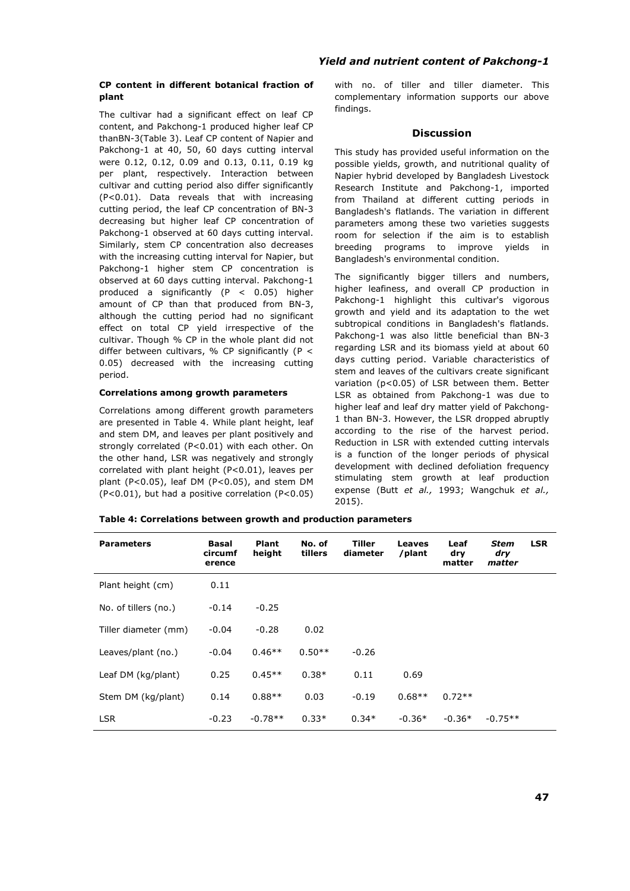### CP content in different botanical fraction of plant

The cultivar had a significant effect on leaf CP content, and Pakchong-1 produced higher leaf CP thanBN-3(Table 3). Leaf CP content of Napier and Pakchong-1 at 40, 50, 60 days cutting interval were 0.12, 0.12, 0.09 and 0.13, 0.11, 0.19 kg per plant, respectively. Interaction between cultivar and cutting period also differ significantly (P<0.01). Data reveals that with increasing cutting period, the leaf CP concentration of BN-3 decreasing but higher leaf CP concentration of Pakchong-1 observed at 60 days cutting interval. Similarly, stem CP concentration also decreases with the increasing cutting interval for Napier, but Pakchong-1 higher stem CP concentration is observed at 60 days cutting interval. Pakchong-1 produced a significantly (P < 0.05) higher amount of CP than that produced from BN-3, although the cutting period had no significant effect on total CP yield irrespective of the cultivar. Though % CP in the whole plant did not differ between cultivars, % CP significantly (P < 0.05) decreased with the increasing cutting period.

#### Correlations among growth parameters

Correlations among different growth parameters are presented in Table 4. While plant height, leaf and stem DM, and leaves per plant positively and strongly correlated (P<0.01) with each other. On the other hand, LSR was negatively and strongly correlated with plant height (P<0.01), leaves per plant (P<0.05), leaf DM (P<0.05), and stem DM (P<0.01), but had a positive correlation (P<0.05) with no. of tiller and tiller diameter. This complementary information supports our above findings.

## Discussion

This study has provided useful information on the possible yields, growth, and nutritional quality of Napier hybrid developed by Bangladesh Livestock Research Institute and Pakchong-1, imported from Thailand at different cutting periods in Bangladesh's flatlands. The variation in different parameters among these two varieties suggests room for selection if the aim is to establish breeding programs to improve yields in Bangladesh's environmental condition.

The significantly bigger tillers and numbers, higher leafiness, and overall CP production in Pakchong-1 highlight this cultivar's vigorous growth and yield and its adaptation to the wet subtropical conditions in Bangladesh's flatlands. Pakchong-1 was also little beneficial than BN-3 regarding LSR and its biomass yield at about 60 days cutting period. Variable characteristics of stem and leaves of the cultivars create significant variation (p<0.05) of LSR between them. Better LSR as obtained from Pakchong-1 was due to higher leaf and leaf dry matter yield of Pakchong-1 than BN-3. However, the LSR dropped abruptly according to the rise of the harvest period. Reduction in LSR with extended cutting intervals is a function of the longer periods of physical development with declined defoliation frequency stimulating stem growth at leaf production expense (Butt *et al.,* 1993; Wangchuk *et al.,* 2015).

**Table 4: Correlations between growth and production parameters**

| Parameters | Basal circumference | Plant height | No. of tillers | Tiller diameter | Leaves /plant | Leaf dry matter | *Stem dry matter* | LSR |
|---|---|---|---|---|---|---|---|---|
| Plant height (cm) | 0.11 | | | | | | | |
| No. of tillers (no.) | -0.14 | -0.25 | | | | | | |
| Tiller diameter (mm) | -0.04 | -0.28 | 0.02 | | | | | |
| Leaves/plant (no.) | -0.04 | 0.46** | 0.50** | -0.26 | | | | |
| Leaf DM (kg/plant) | 0.25 | 0.45** | 0.38* | 0.11 | 0.69 | | | |
| Stem DM (kg/plant) | 0.14 | 0.88** | 0.03 | -0.19 | 0.68** | 0.72** | | |
| LSR | -0.23 | -0.78** | 0.33* | 0.34* | -0.36* | -0.36* | -0.75** | |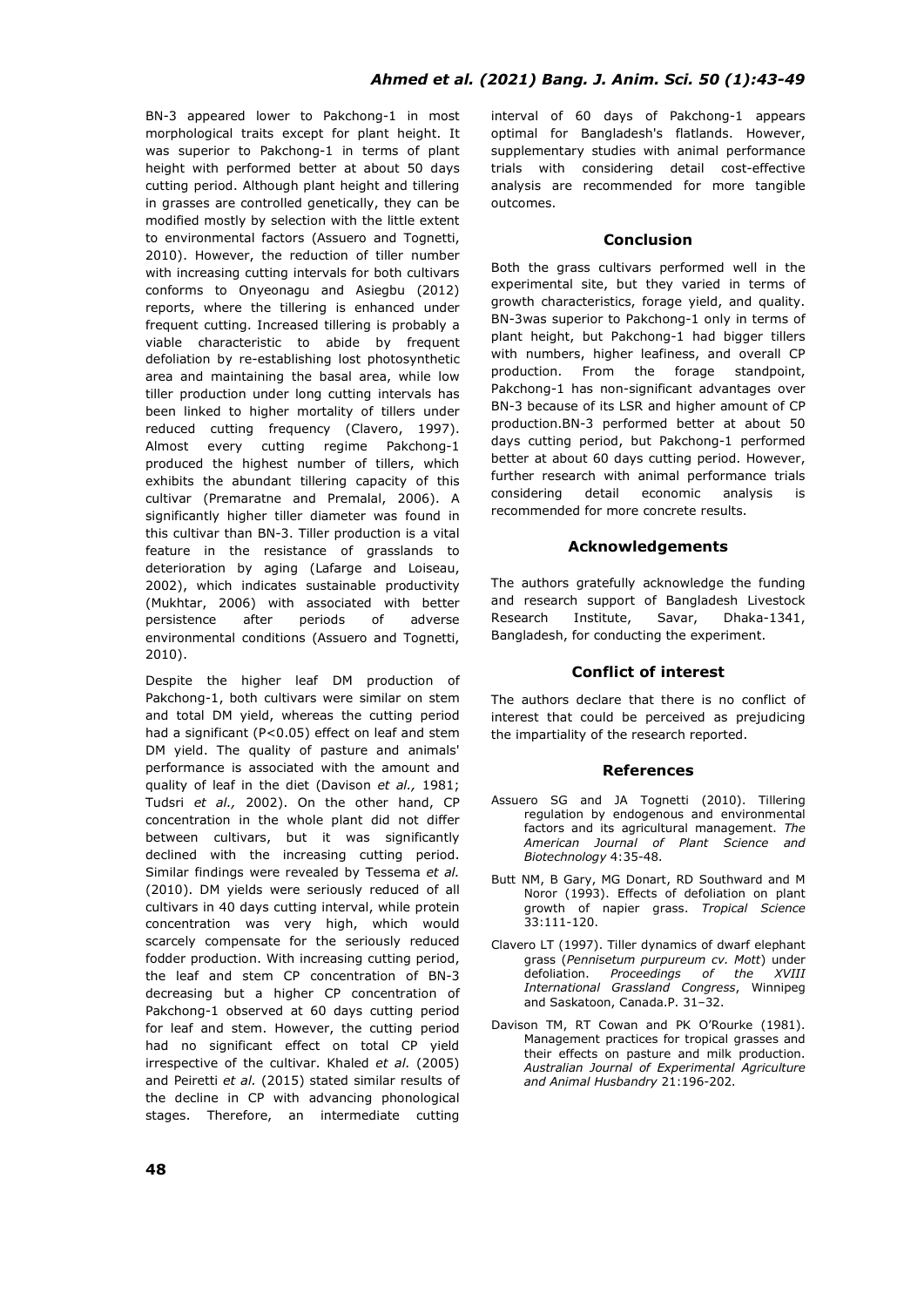BN-3 appeared lower to Pakchong-1 in most morphological traits except for plant height. It was superior to Pakchong-1 in terms of plant height with performed better at about 50 days cutting period. Although plant height and tillering in grasses are controlled genetically, they can be modified mostly by selection with the little extent to environmental factors (Assuero and Tognetti, 2010). However, the reduction of tiller number with increasing cutting intervals for both cultivars conforms to Onyeonagu and Asiegbu (2012) reports, where the tillering is enhanced under frequent cutting. Increased tillering is probably a viable characteristic to abide by frequent defoliation by re-establishing lost photosynthetic area and maintaining the basal area, while low tiller production under long cutting intervals has been linked to higher mortality of tillers under reduced cutting frequency (Clavero, 1997). Almost every cutting regime Pakchong-1 produced the highest number of tillers, which exhibits the abundant tillering capacity of this cultivar (Premaratne and Premalal, 2006). A significantly higher tiller diameter was found in this cultivar than BN-3. Tiller production is a vital feature in the resistance of grasslands to deterioration by aging (Lafarge and Loiseau, 2002), which indicates sustainable productivity (Mukhtar, 2006) with associated with better persistence after periods of adverse environmental conditions (Assuero and Tognetti, 2010).

Despite the higher leaf DM production of Pakchong-1, both cultivars were similar on stem and total DM yield, whereas the cutting period had a significant ($P<0.05$) effect on leaf and stem DM yield. The quality of pasture and animals' performance is associated with the amount and quality of leaf in the diet (Davison *et al.,* 1981; Tudsri *et al.,* 2002). On the other hand, CP concentration in the whole plant did not differ between cultivars, but it was significantly declined with the increasing cutting period. Similar findings were revealed by Tessema *et al.* (2010). DM yields were seriously reduced of all cultivars in 40 days cutting interval, while protein concentration was very high, which would scarcely compensate for the seriously reduced fodder production. With increasing cutting period, the leaf and stem CP concentration of BN-3 decreasing but a higher CP concentration of Pakchong-1 observed at 60 days cutting period for leaf and stem. However, the cutting period had no significant effect on total CP yield irrespective of the cultivar. Khaled *et al.* (2005) and Peiretti *et al.* (2015) stated similar results of the decline in CP with advancing phonological stages. Therefore, an intermediate cutting interval of 60 days of Pakchong-1 appears optimal for Bangladesh's flatlands. However, supplementary studies with animal performance trials with considering detail cost-effective analysis are recommended for more tangible outcomes.

## Conclusion

Both the grass cultivars performed well in the experimental site, but they varied in terms of growth characteristics, forage yield, and quality. BN-3was superior to Pakchong-1 only in terms of plant height, but Pakchong-1 had bigger tillers with numbers, higher leafiness, and overall CP production. From the forage standpoint, Pakchong-1 has non-significant advantages over BN-3 because of its LSR and higher amount of CP production.BN-3 performed better at about 50 days cutting period, but Pakchong-1 performed better at about 60 days cutting period. However, further research with animal performance trials considering detail economic analysis is recommended for more concrete results.

## Acknowledgements

The authors gratefully acknowledge the funding and research support of Bangladesh Livestock Research Institute, Savar, Dhaka-1341, Bangladesh, for conducting the experiment.

## Conflict of interest

The authors declare that there is no conflict of interest that could be perceived as prejudicing the impartiality of the research reported.

## References

Assuero SG and JA Tognetti (2010). Tillering regulation by endogenous and environmental factors and its agricultural management. *The American Journal of Plant Science and Biotechnology* 4:35-48.

Butt NM, B Gary, MG Donart, RD Southward and M Noror (1993). Effects of defoliation on plant growth of napier grass. *Tropical Science* 33:111-120.

Clavero LT (1997). Tiller dynamics of dwarf elephant grass (*Pennisetum purpureum cv. Mott*) under defoliation. *Proceedings of the XVIII International Grassland Congress*, Winnipeg and Saskatoon, Canada.P. 31–32.

Davison TM, RT Cowan and PK O'Rourke (1981). Management practices for tropical grasses and their effects on pasture and milk production. *Australian Journal of Experimental Agriculture and Animal Husbandry* 21:196-202.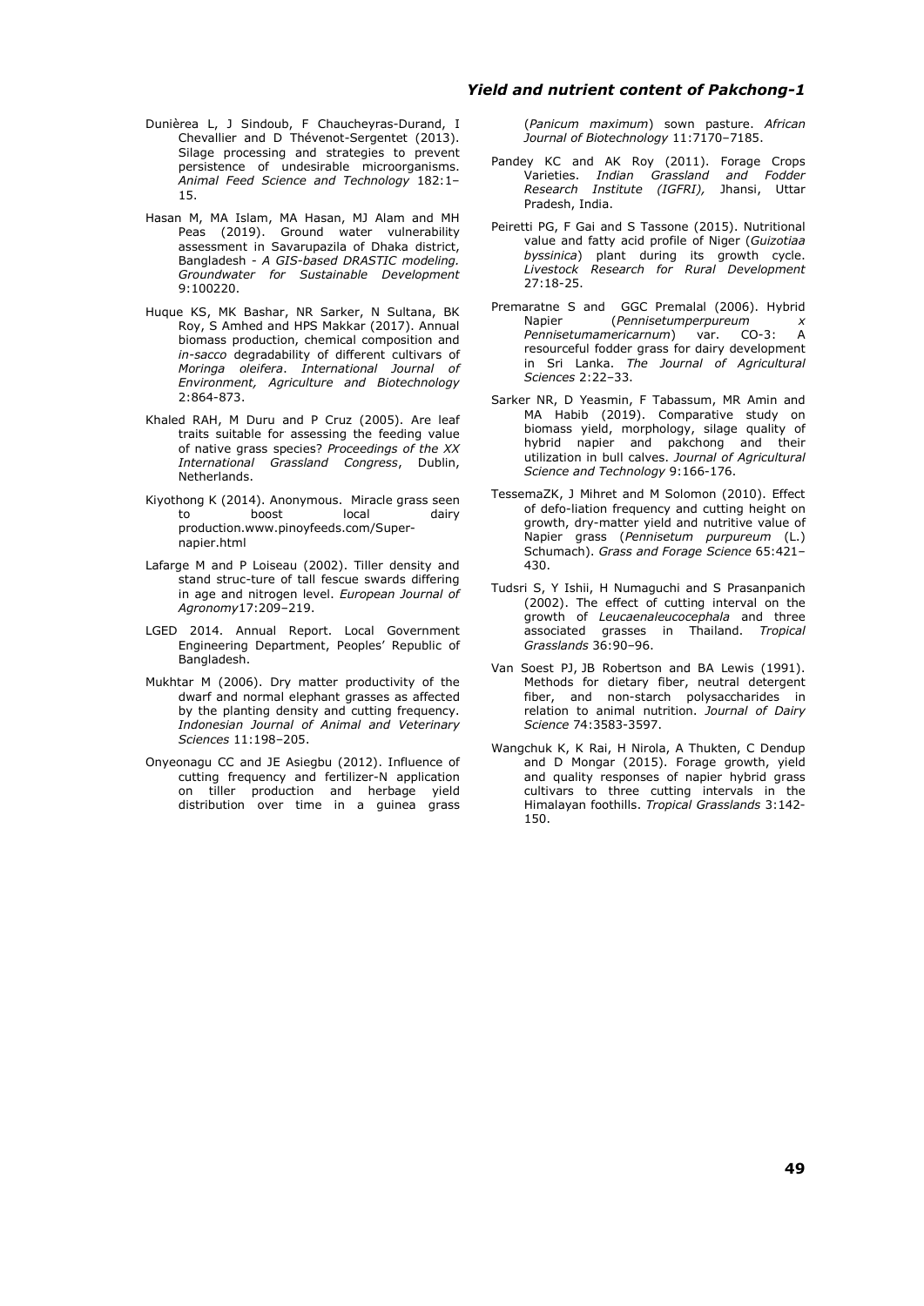Dunièrea L, J Sindoub, F Chaucheyras-Durand, I Chevallier and D Thévenot-Sergentet (2013). Silage processing and strategies to prevent persistence of undesirable microorganisms. *Animal Feed Science and Technology* 182:1–15.

Hasan M, MA Islam, MA Hasan, MJ Alam and MH Peas (2019). Ground water vulnerability assessment in Savarupazila of Dhaka district, Bangladesh - *A GIS-based DRASTIC modeling. Groundwater for Sustainable Development* 9:100220.

Huque KS, MK Bashar, NR Sarker, N Sultana, BK Roy, S Amhed and HPS Makkar (2017). Annual biomass production, chemical composition and *in-sacco* degradability of different cultivars of *Moringa oleifera*. *International Journal of Environment, Agriculture and Biotechnology* 2:864-873.

Khaled RAH, M Duru and P Cruz (2005). Are leaf traits suitable for assessing the feeding value of native grass species? *Proceedings of the XX International Grassland Congress*, Dublin, Netherlands.

Kiyothong K (2014). Anonymous. Miracle grass seen to boost local dairy production.www.pinoyfeeds.com/Super-napier.html

Lafarge M and P Loiseau (2002). Tiller density and stand struc-ture of tall fescue swards differing in age and nitrogen level. *European Journal of Agronomy*17:209–219.

LGED 2014. Annual Report. Local Government Engineering Department, Peoples' Republic of Bangladesh.

Mukhtar M (2006). Dry matter productivity of the dwarf and normal elephant grasses as affected by the planting density and cutting frequency. *Indonesian Journal of Animal and Veterinary Sciences* 11:198–205.

Onyeonagu CC and JE Asiegbu (2012). Influence of cutting frequency and fertilizer-N application on tiller production and herbage yield distribution over time in a guinea grass (*Panicum maximum*) sown pasture. *African Journal of Biotechnology* 11:7170–7185.

Pandey KC and AK Roy (2011). Forage Crops Varieties. *Indian Grassland and Fodder Research Institute (IGFRI),* Jhansi, Uttar Pradesh, India.

Peiretti PG, F Gai and S Tassone (2015). Nutritional value and fatty acid profile of Niger (*Guizotiaa byssinica*) plant during its growth cycle. *Livestock Research for Rural Development* 27:18-25.

Premaratne S and GGC Premalal (2006). Hybrid Napier (*Pennisetumperpureum x Pennisetumamericarnum*) var. CO-3: A resourceful fodder grass for dairy development in Sri Lanka. *The Journal of Agricultural Sciences* 2:22–33.

Sarker NR, D Yeasmin, F Tabassum, MR Amin and MA Habib (2019). Comparative study on biomass yield, morphology, silage quality of hybrid napier and pakchong and their utilization in bull calves. *Journal of Agricultural Science and Technology* 9:166-176.

TessemaZK, J Mihret and M Solomon (2010). Effect of defo-liation frequency and cutting height on growth, dry-matter yield and nutritive value of Napier grass (*Pennisetum purpureum* (L.) Schumach). *Grass and Forage Science* 65:421–430.

Tudsri S, Y Ishii, H Numaguchi and S Prasanpanich (2002). The effect of cutting interval on the growth of *Leucaenaleucocephala* and three associated grasses in Thailand. *Tropical Grasslands* 36:90–96.

Van Soest PJ, JB Robertson and BA Lewis (1991). Methods for dietary fiber, neutral detergent fiber, and non-starch polysaccharides in relation to animal nutrition. *Journal of Dairy Science* 74:3583-3597.

Wangchuk K, K Rai, H Nirola, A Thukten, C Dendup and D Mongar (2015). Forage growth, yield and quality responses of napier hybrid grass cultivars to three cutting intervals in the Himalayan foothills. *Tropical Grasslands* 3:142-150.